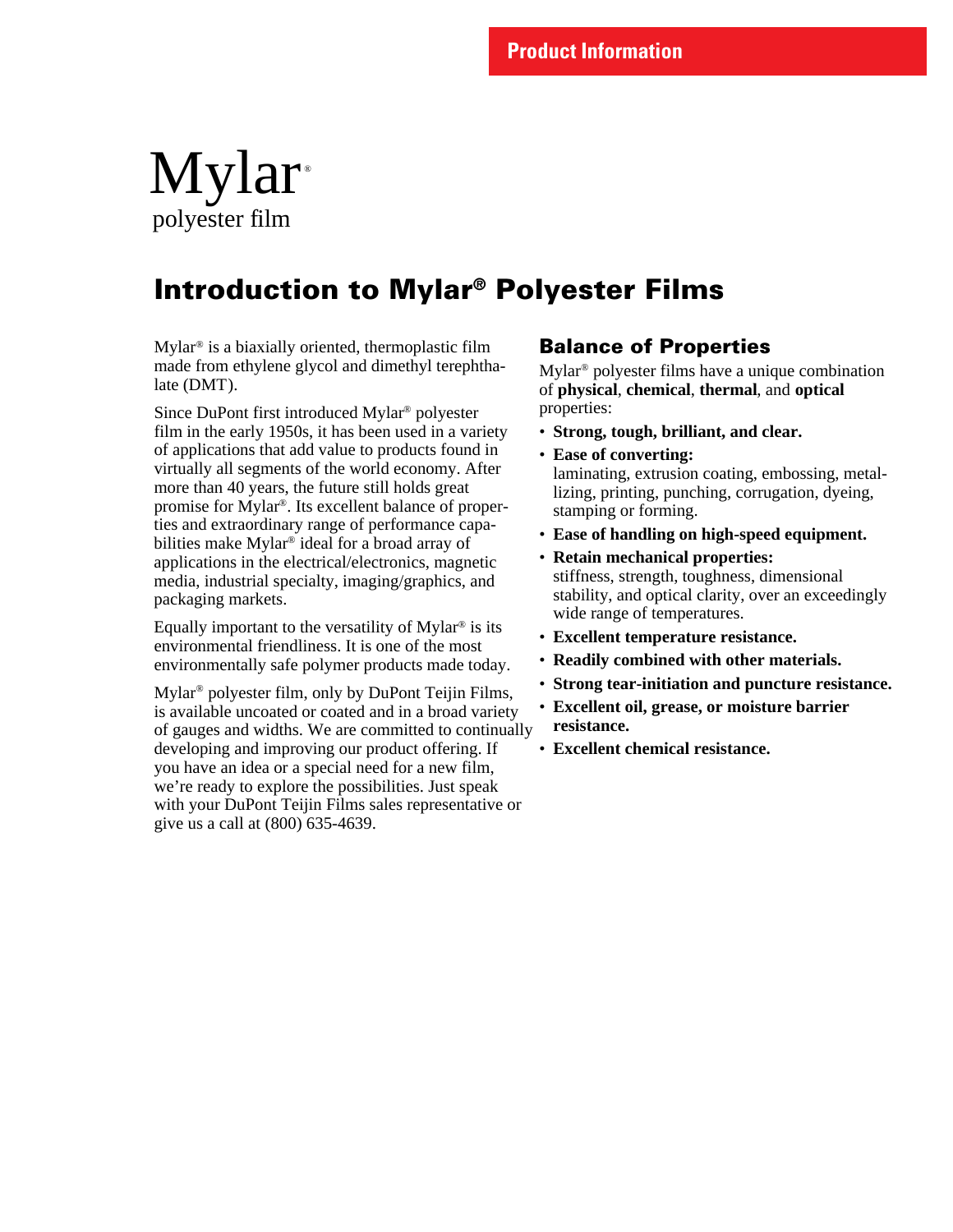Product Information

Mylar®
polyester film

# Introduction to Mylar® Polyester Films

Mylar® is a biaxially oriented, thermoplastic film made from ethylene glycol and dimethyl terephthalate (DMT).

Since DuPont first introduced Mylar® polyester film in the early 1950s, it has been used in a variety of applications that add value to products found in virtually all segments of the world economy. After more than 40 years, the future still holds great promise for Mylar®. Its excellent balance of properties and extraordinary range of performance capabilities make Mylar® ideal for a broad array of applications in the electrical/electronics, magnetic media, industrial specialty, imaging/graphics, and packaging markets.

Equally important to the versatility of Mylar® is its environmental friendliness. It is one of the most environmentally safe polymer products made today.

Mylar® polyester film, only by DuPont Teijin Films, is available uncoated or coated and in a broad variety of gauges and widths. We are committed to continually developing and improving our product offering. If you have an idea or a special need for a new film, we're ready to explore the possibilities. Just speak with your DuPont Teijin Films sales representative or give us a call at (800) 635-4639.

## Balance of Properties

Mylar® polyester films have a unique combination of **physical**, **chemical**, **thermal**, and **optical** properties:

- **Strong, tough, brilliant, and clear.**
- **Ease of converting:** laminating, extrusion coating, embossing, metallizing, printing, punching, corrugation, dyeing, stamping or forming.
- **Ease of handling on high-speed equipment.**
- **Retain mechanical properties:** stiffness, strength, toughness, dimensional stability, and optical clarity, over an exceedingly wide range of temperatures.
- **Excellent temperature resistance.**
- **Readily combined with other materials.**
- **Strong tear-initiation and puncture resistance.**
- **Excellent oil, grease, or moisture barrier resistance.**
- **Excellent chemical resistance.**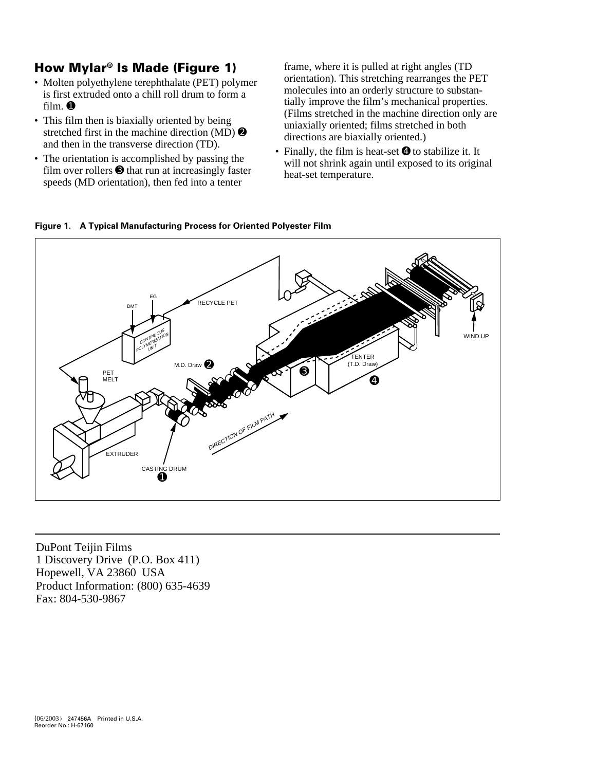## How Mylar® Is Made (Figure 1)

- Molten polyethylene terephthalate (PET) polymer is first extruded onto a chill roll drum to form a film. ➊
- This film then is biaxially oriented by being stretched first in the machine direction (MD) ➋ and then in the transverse direction (TD).
- The orientation is accomplished by passing the film over rollers ➌ that run at increasingly faster speeds (MD orientation), then fed into a tenter frame, where it is pulled at right angles (TD orientation). This stretching rearranges the PET molecules into an orderly structure to substantially improve the film's mechanical properties. (Films stretched in the machine direction only are uniaxially oriented; films stretched in both directions are biaxially oriented.)
- Finally, the film is heat-set ➍ to stabilize it. It will not shrink again until exposed to its original heat-set temperature.

**Figure 1. A Typical Manufacturing Process for Oriented Polyester Film**

EG
DMT
RECYCLE PET
CONTINUOUS POLYMERIZATION UNIT
PET MELT
M.D. Draw ➋
➌
TENTER (T.D. Draw)
➍
WIND UP
EXTRUDER
CASTING DRUM
➊
DIRECTION OF FILM PATH

---

DuPont Teijin Films
1 Discovery Drive (P.O. Box 411)
Hopewell, VA 23860 USA
Product Information: (800) 635-4639
Fax: 804-530-9867

(06/2003) 247456A Printed in U.S.A.
Reorder No.: H-67160